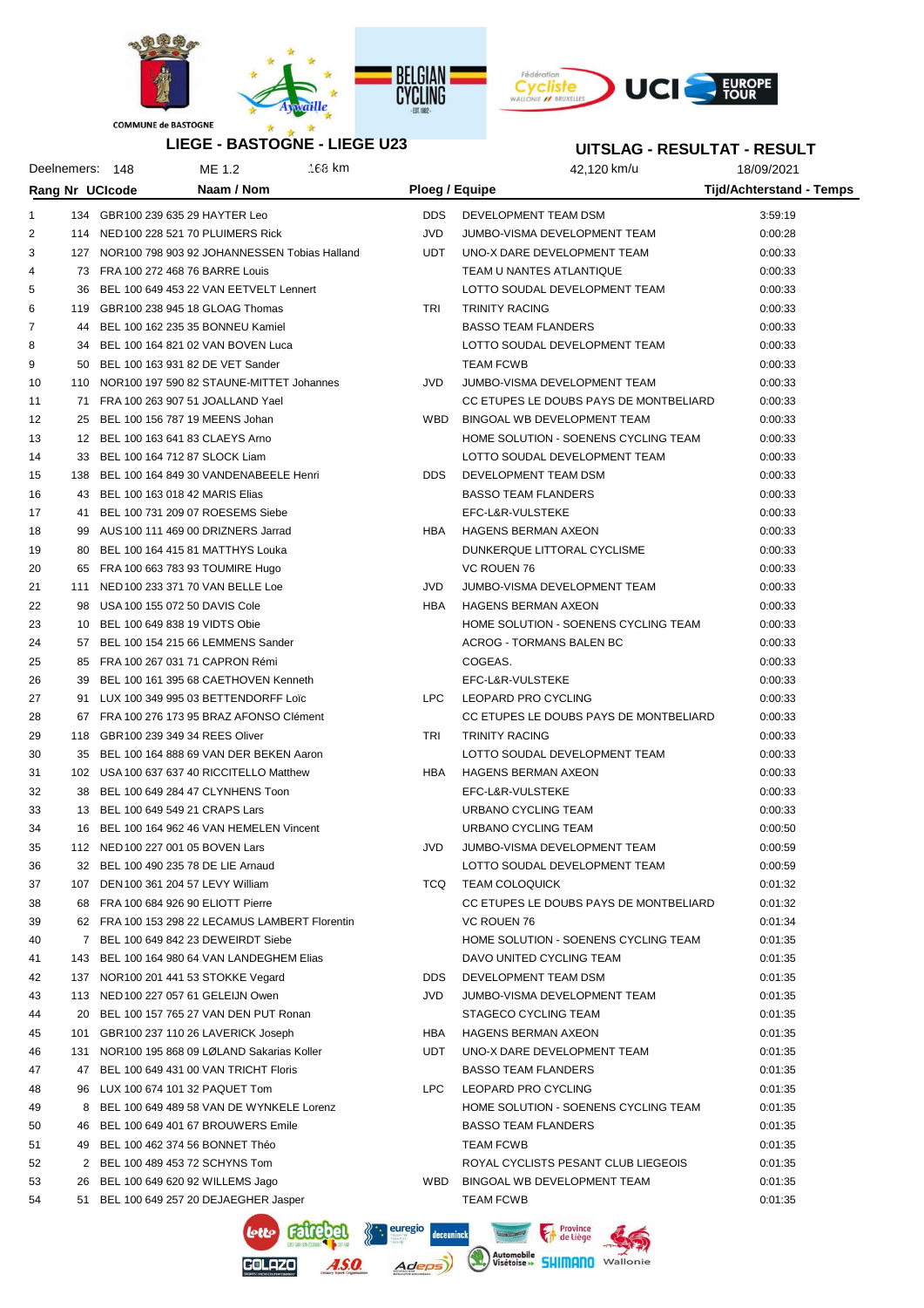COMMUNE de BASTOGNE

# LIEGE - BASTOGNE - LIEGE U23

## UITSLAG - RESULTAT - RESULT

Deelnemers: 148 | ME 1.2 | 168 km | 42,120 km/u | 18/09/2021

| Rang | Nr | UCIcode | Naam / Nom | Ploeg / Equipe | | Tijd/Achterstand - Temps |
|---|---|---|---|---|---|---|
| 1 | 134 | GBR100 239 635 29 | HAYTER Leo | DDS | DEVELOPMENT TEAM DSM | 3:59:19 |
| 2 | 114 | NED100 228 521 70 | PLUIMERS Rick | JVD | JUMBO-VISMA DEVELOPMENT TEAM | 0:00:28 |
| 3 | 127 | NOR100 798 903 92 | JOHANNESSEN Tobias Halland | UDT | UNO-X DARE DEVELOPMENT TEAM | 0:00:33 |
| 4 | 73 | FRA 100 272 468 76 | BARRE Louis | | TEAM U NANTES ATLANTIQUE | 0:00:33 |
| 5 | 36 | BEL 100 649 453 22 | VAN EETVELT Lennert | | LOTTO SOUDAL DEVELOPMENT TEAM | 0:00:33 |
| 6 | 119 | GBR100 238 945 18 | GLOAG Thomas | TRI | TRINITY RACING | 0:00:33 |
| 7 | 44 | BEL 100 162 235 35 | BONNEU Kamiel | | BASSO TEAM FLANDERS | 0:00:33 |
| 8 | 34 | BEL 100 164 821 02 | VAN BOVEN Luca | | LOTTO SOUDAL DEVELOPMENT TEAM | 0:00:33 |
| 9 | 50 | BEL 100 163 931 82 | DE VET Sander | | TEAM FCWB | 0:00:33 |
| 10 | 110 | NOR100 197 590 82 | STAUNE-MITTET Johannes | JVD | JUMBO-VISMA DEVELOPMENT TEAM | 0:00:33 |
| 11 | 71 | FRA 100 263 907 51 | JOALLAND Yael | | CC ETUPES LE DOUBS PAYS DE MONTBELIARD | 0:00:33 |
| 12 | 25 | BEL 100 156 787 19 | MEENS Johan | WBD | BINGOAL WB DEVELOPMENT TEAM | 0:00:33 |
| 13 | 12 | BEL 100 163 641 83 | CLAEYS Arno | | HOME SOLUTION - SOENENS CYCLING TEAM | 0:00:33 |
| 14 | 33 | BEL 100 164 712 87 | SLOCK Liam | | LOTTO SOUDAL DEVELOPMENT TEAM | 0:00:33 |
| 15 | 138 | BEL 100 164 849 30 | VANDENABEELE Henri | DDS | DEVELOPMENT TEAM DSM | 0:00:33 |
| 16 | 43 | BEL 100 163 018 42 | MARIS Elias | | BASSO TEAM FLANDERS | 0:00:33 |
| 17 | 41 | BEL 100 731 209 07 | ROESEMS Siebe | | EFC-L&R-VULSTEKE | 0:00:33 |
| 18 | 99 | AUS 100 111 469 00 | DRIZNERS Jarrad | HBA | HAGENS BERMAN AXEON | 0:00:33 |
| 19 | 80 | BEL 100 164 415 81 | MATTHYS Louka | | DUNKERQUE LITTORAL CYCLISME | 0:00:33 |
| 20 | 65 | FRA 100 663 783 93 | TOUMIRE Hugo | | VC ROUEN 76 | 0:00:33 |
| 21 | 111 | NED100 233 371 70 | VAN BELLE Loe | JVD | JUMBO-VISMA DEVELOPMENT TEAM | 0:00:33 |
| 22 | 98 | USA 100 155 072 50 | DAVIS Cole | HBA | HAGENS BERMAN AXEON | 0:00:33 |
| 23 | 10 | BEL 100 649 838 19 | VIDTS Obie | | HOME SOLUTION - SOENENS CYCLING TEAM | 0:00:33 |
| 24 | 57 | BEL 100 154 215 66 | LEMMENS Sander | | ACROG - TORMANS BALEN BC | 0:00:33 |
| 25 | 85 | FRA 100 267 031 71 | CAPRON Rémi | | COGEAS. | 0:00:33 |
| 26 | 39 | BEL 100 161 395 68 | CAETHOVEN Kenneth | | EFC-L&R-VULSTEKE | 0:00:33 |
| 27 | 91 | LUX 100 349 995 03 | BETTENDORFF Loïc | LPC | LEOPARD PRO CYCLING | 0:00:33 |
| 28 | 67 | FRA 100 276 173 95 | BRAZ AFONSO Clément | | CC ETUPES LE DOUBS PAYS DE MONTBELIARD | 0:00:33 |
| 29 | 118 | GBR100 239 349 34 | REES Oliver | TRI | TRINITY RACING | 0:00:33 |
| 30 | 35 | BEL 100 164 888 69 | VAN DER BEKEN Aaron | | LOTTO SOUDAL DEVELOPMENT TEAM | 0:00:33 |
| 31 | 102 | USA 100 637 637 40 | RICCITELLO Matthew | HBA | HAGENS BERMAN AXEON | 0:00:33 |
| 32 | 38 | BEL 100 649 284 47 | CLYNHENS Toon | | EFC-L&R-VULSTEKE | 0:00:33 |
| 33 | 13 | BEL 100 649 549 21 | CRAPS Lars | | URBANO CYCLING TEAM | 0:00:33 |
| 34 | 16 | BEL 100 164 962 46 | VAN HEMELEN Vincent | | URBANO CYCLING TEAM | 0:00:50 |
| 35 | 112 | NED100 227 001 05 | BOVEN Lars | JVD | JUMBO-VISMA DEVELOPMENT TEAM | 0:00:59 |
| 36 | 32 | BEL 100 490 235 78 | DE LIE Arnaud | | LOTTO SOUDAL DEVELOPMENT TEAM | 0:00:59 |
| 37 | 107 | DEN100 361 204 57 | LEVY William | TCQ | TEAM COLOQUICK | 0:01:32 |
| 38 | 68 | FRA 100 684 926 90 | ELIOTT Pierre | | CC ETUPES LE DOUBS PAYS DE MONTBELIARD | 0:01:32 |
| 39 | 62 | FRA 100 153 298 22 | LECAMUS LAMBERT Florentin | | VC ROUEN 76 | 0:01:34 |
| 40 | 7 | BEL 100 649 842 23 | DEWEIRDT Siebe | | HOME SOLUTION - SOENENS CYCLING TEAM | 0:01:35 |
| 41 | 143 | BEL 100 164 980 64 | VAN LANDEGHEM Elias | | DAVO UNITED CYCLING TEAM | 0:01:35 |
| 42 | 137 | NOR100 201 441 53 | STOKKE Vegard | DDS | DEVELOPMENT TEAM DSM | 0:01:35 |
| 43 | 113 | NED100 227 057 61 | GELEIJN Owen | JVD | JUMBO-VISMA DEVELOPMENT TEAM | 0:01:35 |
| 44 | 20 | BEL 100 157 765 27 | VAN DEN PUT Ronan | | STAGECO CYCLING TEAM | 0:01:35 |
| 45 | 101 | GBR100 237 110 26 | LAVERICK Joseph | HBA | HAGENS BERMAN AXEON | 0:01:35 |
| 46 | 131 | NOR100 195 868 09 | LØLAND Sakarias Koller | UDT | UNO-X DARE DEVELOPMENT TEAM | 0:01:35 |
| 47 | 47 | BEL 100 649 431 00 | VAN TRICHT Floris | | BASSO TEAM FLANDERS | 0:01:35 |
| 48 | 96 | LUX 100 674 101 32 | PAQUET Tom | LPC | LEOPARD PRO CYCLING | 0:01:35 |
| 49 | 8 | BEL 100 649 489 58 | VAN DE WYNKELE Lorenz | | HOME SOLUTION - SOENENS CYCLING TEAM | 0:01:35 |
| 50 | 46 | BEL 100 649 401 67 | BROUWERS Emile | | BASSO TEAM FLANDERS | 0:01:35 |
| 51 | 49 | BEL 100 462 374 56 | BONNET Théo | | TEAM FCWB | 0:01:35 |
| 52 | 2 | BEL 100 489 453 72 | SCHYNS Tom | | ROYAL CYCLISTS PESANT CLUB LIEGEOIS | 0:01:35 |
| 53 | 26 | BEL 100 649 620 92 | WILLEMS Jago | WBD | BINGOAL WB DEVELOPMENT TEAM | 0:01:35 |
| 54 | 51 | BEL 100 649 257 20 | DEJAEGHER Jasper | | TEAM FCWB | 0:01:35 |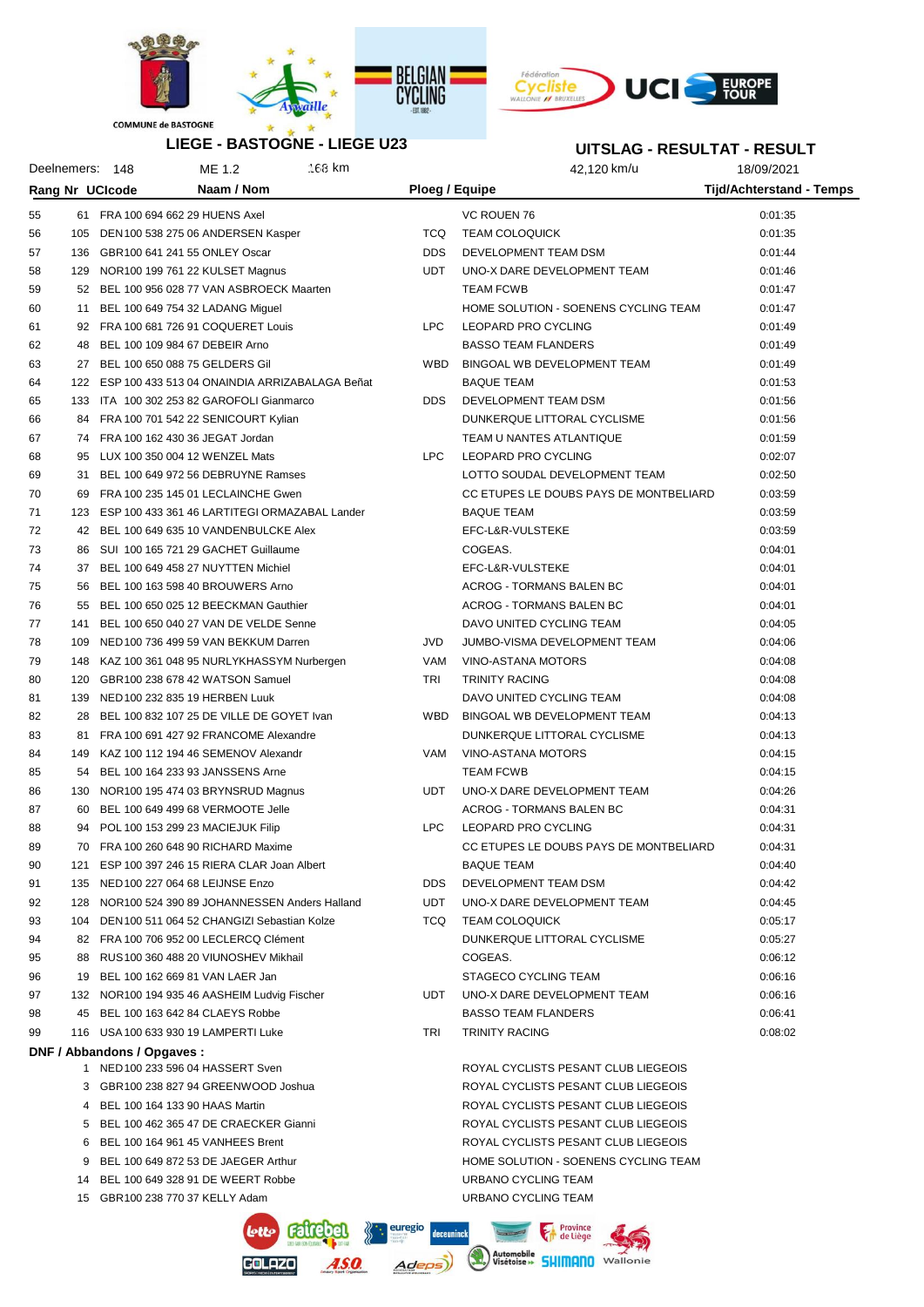## LIEGE - BASTOGNE - LIEGE U23

## UITSLAG - RESULTAT - RESULT

Deelnemers: 148 | ME 1.2 | 168 km | 42,120 km/u | 18/09/2021

| Rang | Nr | UCIcode | Naam / Nom | | Ploeg / Equipe | Tijd/Achterstand - Temps |
|---|---|---|---|---|---|---|
| 55 | 61 | FRA 100 694 662 29 | HUENS Axel | | VC ROUEN 76 | 0:01:35 |
| 56 | 105 | DEN 100 538 275 06 | ANDERSEN Kasper | TCQ | TEAM COLOQUICK | 0:01:35 |
| 57 | 136 | GBR 100 641 241 55 | ONLEY Oscar | DDS | DEVELOPMENT TEAM DSM | 0:01:44 |
| 58 | 129 | NOR 100 199 761 22 | KULSET Magnus | UDT | UNO-X DARE DEVELOPMENT TEAM | 0:01:46 |
| 59 | 52 | BEL 100 956 028 77 | VAN ASBROECK Maarten | | TEAM FCWB | 0:01:47 |
| 60 | 11 | BEL 100 649 754 32 | LADANG Miguel | | HOME SOLUTION - SOENENS CYCLING TEAM | 0:01:47 |
| 61 | 92 | FRA 100 681 726 91 | COQUERET Louis | LPC | LEOPARD PRO CYCLING | 0:01:49 |
| 62 | 48 | BEL 100 109 984 67 | DEBEIR Arno | | BASSO TEAM FLANDERS | 0:01:49 |
| 63 | 27 | BEL 100 650 088 75 | GELDERS Gil | WBD | BINGOAL WB DEVELOPMENT TEAM | 0:01:49 |
| 64 | 122 | ESP 100 433 513 04 | ONAINDIA ARRIZABALAGA Beñat | | BAQUE TEAM | 0:01:53 |
| 65 | 133 | ITA 100 302 253 82 | GAROFOLI Gianmarco | DDS | DEVELOPMENT TEAM DSM | 0:01:56 |
| 66 | 84 | FRA 100 701 542 22 | SENICOURT Kylian | | DUNKERQUE LITTORAL CYCLISME | 0:01:56 |
| 67 | 74 | FRA 100 162 430 36 | JEGAT Jordan | | TEAM U NANTES ATLANTIQUE | 0:01:59 |
| 68 | 95 | LUX 100 350 004 12 | WENZEL Mats | LPC | LEOPARD PRO CYCLING | 0:02:07 |
| 69 | 31 | BEL 100 649 972 56 | DEBRUYNE Ramses | | LOTTO SOUDAL DEVELOPMENT TEAM | 0:02:50 |
| 70 | 69 | FRA 100 235 145 01 | LECLAINCHE Gwen | | CC ETUPES LE DOUBS PAYS DE MONTBELIARD | 0:03:59 |
| 71 | 123 | ESP 100 433 361 46 | LARTITEGI ORMAZABAL Lander | | BAQUE TEAM | 0:03:59 |
| 72 | 42 | BEL 100 649 635 10 | VANDENBULCKE Alex | | EFC-L&R-VULSTEKE | 0:03:59 |
| 73 | 86 | SUI 100 165 721 29 | GACHET Guillaume | | COGEAS. | 0:04:01 |
| 74 | 37 | BEL 100 649 458 27 | NUYTTEN Michiel | | EFC-L&R-VULSTEKE | 0:04:01 |
| 75 | 56 | BEL 100 163 598 40 | BROUWERS Arno | | ACROG - TORMANS BALEN BC | 0:04:01 |
| 76 | 55 | BEL 100 650 025 12 | BEECKMAN Gauthier | | ACROG - TORMANS BALEN BC | 0:04:01 |
| 77 | 141 | BEL 100 650 040 27 | VAN DE VELDE Senne | | DAVO UNITED CYCLING TEAM | 0:04:05 |
| 78 | 109 | NED 100 736 499 59 | VAN BEKKUM Darren | JVD | JUMBO-VISMA DEVELOPMENT TEAM | 0:04:06 |
| 79 | 148 | KAZ 100 361 048 95 | NURLYKHASSYM Nurbergen | VAM | VINO-ASTANA MOTORS | 0:04:08 |
| 80 | 120 | GBR 100 238 678 42 | WATSON Samuel | TRI | TRINITY RACING | 0:04:08 |
| 81 | 139 | NED 100 232 835 19 | HERBEN Luuk | | DAVO UNITED CYCLING TEAM | 0:04:08 |
| 82 | 28 | BEL 100 832 107 25 | DE VILLE DE GOYET Ivan | WBD | BINGOAL WB DEVELOPMENT TEAM | 0:04:13 |
| 83 | 81 | FRA 100 691 427 92 | FRANCOME Alexandre | | DUNKERQUE LITTORAL CYCLISME | 0:04:13 |
| 84 | 149 | KAZ 100 112 194 46 | SEMENOV Alexandr | VAM | VINO-ASTANA MOTORS | 0:04:15 |
| 85 | 54 | BEL 100 164 233 93 | JANSSENS Arne | | TEAM FCWB | 0:04:15 |
| 86 | 130 | NOR 100 195 474 03 | BRYNSRUD Magnus | UDT | UNO-X DARE DEVELOPMENT TEAM | 0:04:26 |
| 87 | 60 | BEL 100 649 499 68 | VERMOOTE Jelle | | ACROG - TORMANS BALEN BC | 0:04:31 |
| 88 | 94 | POL 100 153 299 23 | MACIEJUK Filip | LPC | LEOPARD PRO CYCLING | 0:04:31 |
| 89 | 70 | FRA 100 260 648 90 | RICHARD Maxime | | CC ETUPES LE DOUBS PAYS DE MONTBELIARD | 0:04:31 |
| 90 | 121 | ESP 100 397 246 15 | RIERA CLAR Joan Albert | | BAQUE TEAM | 0:04:40 |
| 91 | 135 | NED 100 227 064 68 | LEIJNSE Enzo | DDS | DEVELOPMENT TEAM DSM | 0:04:42 |
| 92 | 128 | NOR 100 524 390 89 | JOHANNESSEN Anders Halland | UDT | UNO-X DARE DEVELOPMENT TEAM | 0:04:45 |
| 93 | 104 | DEN 100 511 064 52 | CHANGIZI Sebastian Kolze | TCQ | TEAM COLOQUICK | 0:05:17 |
| 94 | 82 | FRA 100 706 952 00 | LECLERCQ Clément | | DUNKERQUE LITTORAL CYCLISME | 0:05:27 |
| 95 | 88 | RUS 100 360 488 20 | VIUNOSHEV Mikhail | | COGEAS. | 0:06:12 |
| 96 | 19 | BEL 100 162 669 81 | VAN LAER Jan | | STAGECO CYCLING TEAM | 0:06:16 |
| 97 | 132 | NOR 100 194 935 46 | AASHEIM Ludvig Fischer | UDT | UNO-X DARE DEVELOPMENT TEAM | 0:06:16 |
| 98 | 45 | BEL 100 163 642 84 | CLAEYS Robbe | | BASSO TEAM FLANDERS | 0:06:41 |
| 99 | 116 | USA 100 633 930 19 | LAMPERTI Luke | TRI | TRINITY RACING | 0:08:02 |

**DNF / Abbandons / Opgaves :**

| Nr | UCIcode | Naam / Nom | Ploeg / Equipe |
|---|---|---|---|
| 1 | NED 100 233 596 04 | HASSERT Sven | ROYAL CYCLISTS PESANT CLUB LIEGEOIS |
| 3 | GBR 100 238 827 94 | GREENWOOD Joshua | ROYAL CYCLISTS PESANT CLUB LIEGEOIS |
| 4 | BEL 100 164 133 90 | HAAS Martin | ROYAL CYCLISTS PESANT CLUB LIEGEOIS |
| 5 | BEL 100 462 365 47 | DE CRAECKER Gianni | ROYAL CYCLISTS PESANT CLUB LIEGEOIS |
| 6 | BEL 100 164 961 45 | VANHEES Brent | ROYAL CYCLISTS PESANT CLUB LIEGEOIS |
| 9 | BEL 100 649 872 53 | DE JAEGER Arthur | HOME SOLUTION - SOENENS CYCLING TEAM |
| 14 | BEL 100 649 328 91 | DE WEERT Robbe | URBANO CYCLING TEAM |
| 15 | GBR 100 238 770 37 | KELLY Adam | URBANO CYCLING TEAM |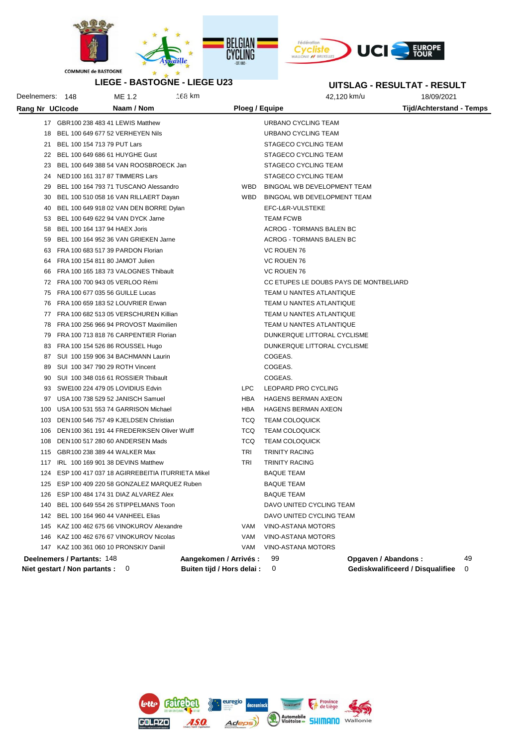COMMUNE de BASTOGNE

## LIEGE - BASTOGNE - LIEGE U23

## UITSLAG - RESULTAT - RESULT

Deelnemers: 148 | ME 1.2 | 168 km | 42,120 km/u | 18/09/2021

| Rang | Nr | UCIcode | Naam / Nom | | Ploeg / Equipe | Tijd/Achterstand - Temps |
|---|---|---|---|---|---|---|
| | 17 | GBR100 238 483 41 | LEWIS Matthew | | URBANO CYCLING TEAM | |
| | 18 | BEL 100 649 677 52 | VERHEYEN Nils | | URBANO CYCLING TEAM | |
| | 21 | BEL 100 154 713 79 | PUT Lars | | STAGECO CYCLING TEAM | |
| | 22 | BEL 100 649 686 61 | HUYGHE Gust | | STAGECO CYCLING TEAM | |
| | 23 | BEL 100 649 388 54 | VAN ROOSBROECK Jan | | STAGECO CYCLING TEAM | |
| | 24 | NED100 161 317 87 | TIMMERS Lars | | STAGECO CYCLING TEAM | |
| | 29 | BEL 100 164 793 71 | TUSCANO Alessandro | WBD | BINGOAL WB DEVELOPMENT TEAM | |
| | 30 | BEL 100 510 058 16 | VAN RILLAERT Dayan | WBD | BINGOAL WB DEVELOPMENT TEAM | |
| | 40 | BEL 100 649 918 02 | VAN DEN BORRE Dylan | | EFC-L&R-VULSTEKE | |
| | 53 | BEL 100 649 622 94 | VAN DYCK Jarne | | TEAM FCWB | |
| | 58 | BEL 100 164 137 94 | HAEX Joris | | ACROG - TORMANS BALEN BC | |
| | 59 | BEL 100 164 952 36 | VAN GRIEKEN Jarne | | ACROG - TORMANS BALEN BC | |
| | 63 | FRA 100 683 517 39 | PARDON Florian | | VC ROUEN 76 | |
| | 64 | FRA 100 154 811 80 | JAMOT Julien | | VC ROUEN 76 | |
| | 66 | FRA 100 165 183 73 | VALOGNES Thibault | | VC ROUEN 76 | |
| | 72 | FRA 100 700 943 05 | VERLOO Rémi | | CC ETUPES LE DOUBS PAYS DE MONTBELIARD | |
| | 75 | FRA 100 677 035 56 | GUILLE Lucas | | TEAM U NANTES ATLANTIQUE | |
| | 76 | FRA 100 659 183 52 | LOUVRIER Erwan | | TEAM U NANTES ATLANTIQUE | |
| | 77 | FRA 100 682 513 05 | VERSCHUREN Killian | | TEAM U NANTES ATLANTIQUE | |
| | 78 | FRA 100 256 966 94 | PROVOST Maximilien | | TEAM U NANTES ATLANTIQUE | |
| | 79 | FRA 100 713 818 76 | CARPENTIER Florian | | DUNKERQUE LITTORAL CYCLISME | |
| | 83 | FRA 100 154 526 86 | ROUSSEL Hugo | | DUNKERQUE LITTORAL CYCLISME | |
| | 87 | SUI 100 159 906 34 | BACHMANN Laurin | | COGEAS. | |
| | 89 | SUI 100 347 790 29 | ROTH Vincent | | COGEAS. | |
| | 90 | SUI 100 348 016 61 | ROSSIER Thibault | | COGEAS. | |
| | 93 | SWE100 224 479 05 | LOVIDIUS Edvin | LPC | LEOPARD PRO CYCLING | |
| | 97 | USA 100 738 529 52 | JANISCH Samuel | HBA | HAGENS BERMAN AXEON | |
| | 100 | USA 100 531 553 74 | GARRISON Michael | HBA | HAGENS BERMAN AXEON | |
| | 103 | DEN100 546 757 49 | KJELDSEN Christian | TCQ | TEAM COLOQUICK | |
| | 106 | DEN100 361 191 44 | FREDERIKSEN Oliver Wulff | TCQ | TEAM COLOQUICK | |
| | 108 | DEN100 517 280 60 | ANDERSEN Mads | TCQ | TEAM COLOQUICK | |
| | 115 | GBR100 238 389 44 | WALKER Max | TRI | TRINITY RACING | |
| | 117 | IRL 100 169 901 38 | DEVINS Matthew | TRI | TRINITY RACING | |
| | 124 | ESP 100 417 037 18 | AGIRREBEITIA ITURRIETA Mikel | | BAQUE TEAM | |
| | 125 | ESP 100 409 220 58 | GONZALEZ MARQUEZ Ruben | | BAQUE TEAM | |
| | 126 | ESP 100 484 174 31 | DIAZ ALVAREZ Alex | | BAQUE TEAM | |
| | 140 | BEL 100 649 554 26 | STIPPELMANS Toon | | DAVO UNITED CYCLING TEAM | |
| | 142 | BEL 100 164 960 44 | VANHEEL Elias | | DAVO UNITED CYCLING TEAM | |
| | 145 | KAZ 100 462 675 66 | VINOKUROV Alexandre | VAM | VINO-ASTANA MOTORS | |
| | 146 | KAZ 100 462 676 67 | VINOKUROV Nicolas | VAM | VINO-ASTANA MOTORS | |
| | 147 | KAZ 100 361 060 10 | PRONSKIY Daniil | VAM | VINO-ASTANA MOTORS | |

**Deelnemers / Partants:** 148 **Aangekomen / Arrivés :** 99 **Opgaven / Abandons :** 49

**Niet gestart / Non partants :** 0 **Buiten tijd / Hors delai :** 0 **Gediskwalificeerd / Disqualifiee** 0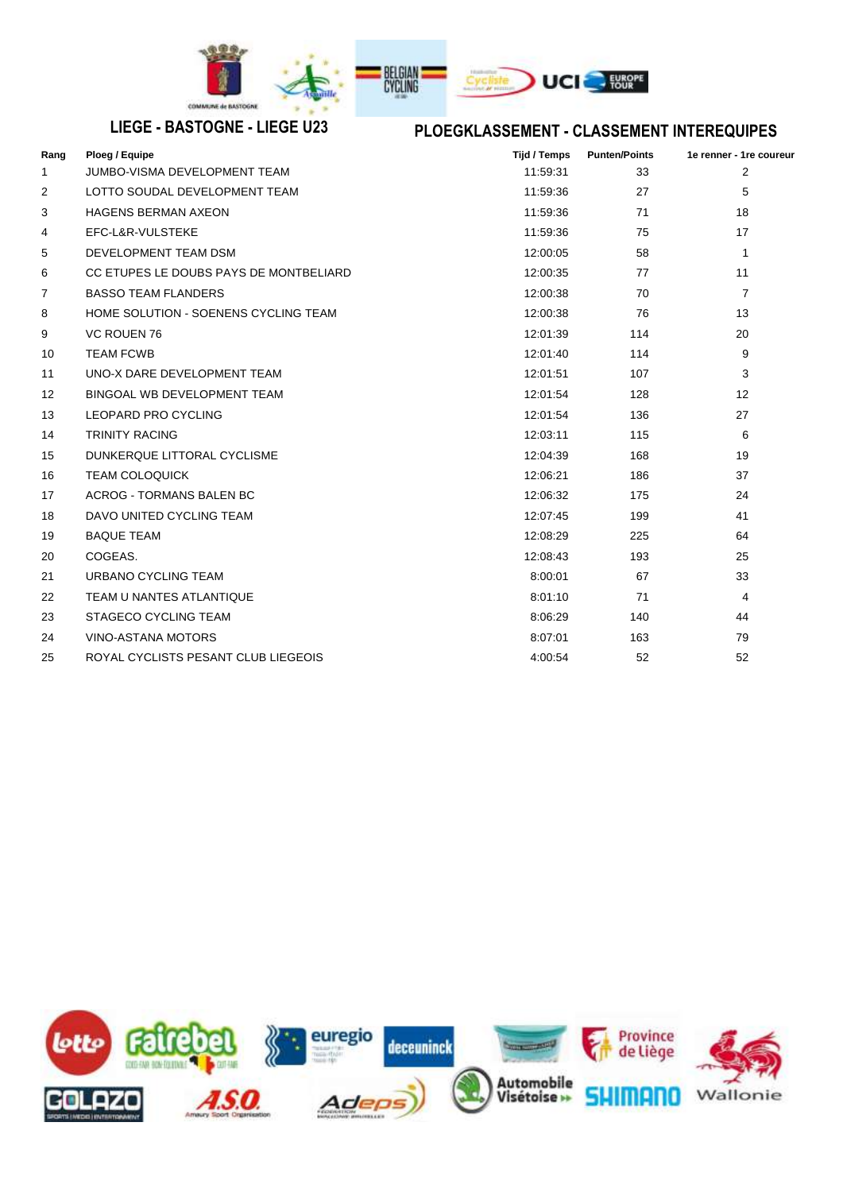## LIEGE - BASTOGNE - LIEGE U23

## PLOEGKLASSEMENT - CLASSEMENT INTEREQUIPES

| Rang | Ploeg / Equipe | Tijd / Temps | Punten/Points | 1e renner - 1re coureur |
|---|---|---|---|---|
| 1 | JUMBO-VISMA DEVELOPMENT TEAM | 11:59:31 | 33 | 2 |
| 2 | LOTTO SOUDAL DEVELOPMENT TEAM | 11:59:36 | 27 | 5 |
| 3 | HAGENS BERMAN AXEON | 11:59:36 | 71 | 18 |
| 4 | EFC-L&R-VULSTEKE | 11:59:36 | 75 | 17 |
| 5 | DEVELOPMENT TEAM DSM | 12:00:05 | 58 | 1 |
| 6 | CC ETUPES LE DOUBS PAYS DE MONTBELIARD | 12:00:35 | 77 | 11 |
| 7 | BASSO TEAM FLANDERS | 12:00:38 | 70 | 7 |
| 8 | HOME SOLUTION - SOENENS CYCLING TEAM | 12:00:38 | 76 | 13 |
| 9 | VC ROUEN 76 | 12:01:39 | 114 | 20 |
| 10 | TEAM FCWB | 12:01:40 | 114 | 9 |
| 11 | UNO-X DARE DEVELOPMENT TEAM | 12:01:51 | 107 | 3 |
| 12 | BINGOAL WB DEVELOPMENT TEAM | 12:01:54 | 128 | 12 |
| 13 | LEOPARD PRO CYCLING | 12:01:54 | 136 | 27 |
| 14 | TRINITY RACING | 12:03:11 | 115 | 6 |
| 15 | DUNKERQUE LITTORAL CYCLISME | 12:04:39 | 168 | 19 |
| 16 | TEAM COLOQUICK | 12:06:21 | 186 | 37 |
| 17 | ACROG - TORMANS BALEN BC | 12:06:32 | 175 | 24 |
| 18 | DAVO UNITED CYCLING TEAM | 12:07:45 | 199 | 41 |
| 19 | BAQUE TEAM | 12:08:29 | 225 | 64 |
| 20 | COGEAS. | 12:08:43 | 193 | 25 |
| 21 | URBANO CYCLING TEAM | 8:00:01 | 67 | 33 |
| 22 | TEAM U NANTES ATLANTIQUE | 8:01:10 | 71 | 4 |
| 23 | STAGECO CYCLING TEAM | 8:06:29 | 140 | 44 |
| 24 | VINO-ASTANA MOTORS | 8:07:01 | 163 | 79 |
| 25 | ROYAL CYCLISTS PESANT CLUB LIEGEOIS | 4:00:54 | 52 | 52 |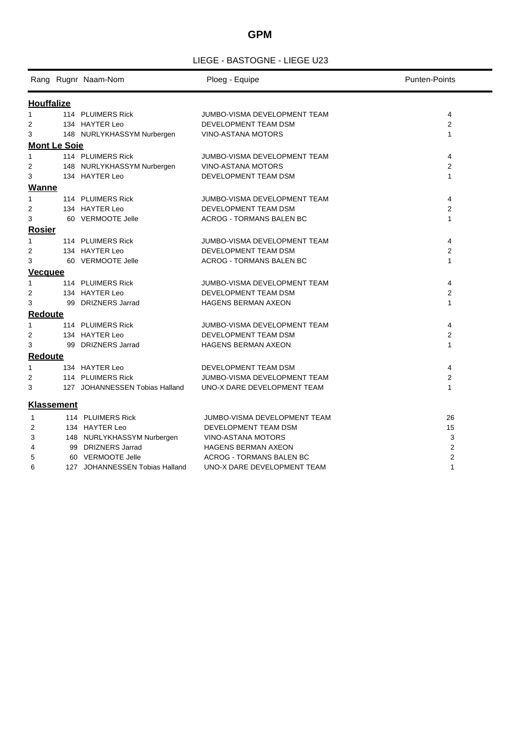# GPM

## LIEGE - BASTOGNE - LIEGE U23

| Rang | Rugnr | Naam-Nom | Ploeg - Equipe | Punten-Points |
|---|---|---|---|---|
| **Houffalize** | | | | |
| 1 | 114 | PLUIMERS Rick | JUMBO-VISMA DEVELOPMENT TEAM | 4 |
| 2 | 134 | HAYTER Leo | DEVELOPMENT TEAM DSM | 2 |
| 3 | 148 | NURLYKHASSYM Nurbergen | VINO-ASTANA MOTORS | 1 |
| **Mont Le Soie** | | | | |
| 1 | 114 | PLUIMERS Rick | JUMBO-VISMA DEVELOPMENT TEAM | 4 |
| 2 | 148 | NURLYKHASSYM Nurbergen | VINO-ASTANA MOTORS | 2 |
| 3 | 134 | HAYTER Leo | DEVELOPMENT TEAM DSM | 1 |
| **Wanne** | | | | |
| 1 | 114 | PLUIMERS Rick | JUMBO-VISMA DEVELOPMENT TEAM | 4 |
| 2 | 134 | HAYTER Leo | DEVELOPMENT TEAM DSM | 2 |
| 3 | 60 | VERMOOTE Jelle | ACROG - TORMANS BALEN BC | 1 |
| **Rosier** | | | | |
| 1 | 114 | PLUIMERS Rick | JUMBO-VISMA DEVELOPMENT TEAM | 4 |
| 2 | 134 | HAYTER Leo | DEVELOPMENT TEAM DSM | 2 |
| 3 | 60 | VERMOOTE Jelle | ACROG - TORMANS BALEN BC | 1 |
| **Vecquee** | | | | |
| 1 | 114 | PLUIMERS Rick | JUMBO-VISMA DEVELOPMENT TEAM | 4 |
| 2 | 134 | HAYTER Leo | DEVELOPMENT TEAM DSM | 2 |
| 3 | 99 | DRIZNERS Jarrad | HAGENS BERMAN AXEON | 1 |
| **Redoute** | | | | |
| 1 | 114 | PLUIMERS Rick | JUMBO-VISMA DEVELOPMENT TEAM | 4 |
| 2 | 134 | HAYTER Leo | DEVELOPMENT TEAM DSM | 2 |
| 3 | 99 | DRIZNERS Jarrad | HAGENS BERMAN AXEON | 1 |
| **Redoute** | | | | |
| 1 | 134 | HAYTER Leo | DEVELOPMENT TEAM DSM | 4 |
| 2 | 114 | PLUIMERS Rick | JUMBO-VISMA DEVELOPMENT TEAM | 2 |
| 3 | 127 | JOHANNESSEN Tobias Halland | UNO-X DARE DEVELOPMENT TEAM | 1 |
| **Klassement** | | | | |
| 1 | 114 | PLUIMERS Rick | JUMBO-VISMA DEVELOPMENT TEAM | 26 |
| 2 | 134 | HAYTER Leo | DEVELOPMENT TEAM DSM | 15 |
| 3 | 148 | NURLYKHASSYM Nurbergen | VINO-ASTANA MOTORS | 3 |
| 4 | 99 | DRIZNERS Jarrad | HAGENS BERMAN AXEON | 2 |
| 5 | 60 | VERMOOTE Jelle | ACROG - TORMANS BALEN BC | 2 |
| 6 | 127 | JOHANNESSEN Tobias Halland | UNO-X DARE DEVELOPMENT TEAM | 1 |